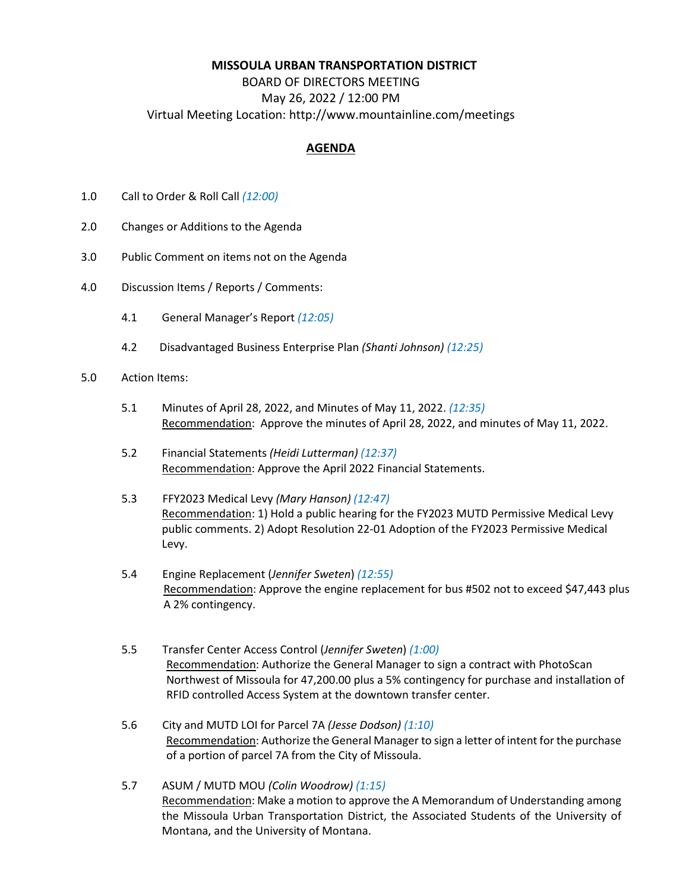**MISSOULA URBAN TRANSPORTATION DISTRICT**

BOARD OF DIRECTORS MEETING

May 26, 2022 / 12:00 PM

Virtual Meeting Location: http://www.mountainline.com/meetings

**AGENDA**

1.0 Call to Order & Roll Call *(12:00)*

2.0 Changes or Additions to the Agenda

3.0 Public Comment on items not on the Agenda

4.0 Discussion Items / Reports / Comments:

4.1 General Manager's Report *(12:05)*

4.2 Disadvantaged Business Enterprise Plan *(Shanti Johnson) (12:25)*

5.0 Action Items:

5.1 Minutes of April 28, 2022, and Minutes of May 11, 2022. *(12:35)*
Recommendation: Approve the minutes of April 28, 2022, and minutes of May 11, 2022.

5.2 Financial Statements *(Heidi Lutterman) (12:37)*
Recommendation: Approve the April 2022 Financial Statements.

5.3 FFY2023 Medical Levy *(Mary Hanson) (12:47)*
Recommendation: 1) Hold a public hearing for the FY2023 MUTD Permissive Medical Levy public comments. 2) Adopt Resolution 22-01 Adoption of the FY2023 Permissive Medical Levy.

5.4 Engine Replacement (*Jennifer Sweten*) *(12:55)*
Recommendation: Approve the engine replacement for bus #502 not to exceed $47,443 plus A 2% contingency.

5.5 Transfer Center Access Control (*Jennifer Sweten*) *(1:00)*
Recommendation: Authorize the General Manager to sign a contract with PhotoScan Northwest of Missoula for 47,200.00 plus a 5% contingency for purchase and installation of RFID controlled Access System at the downtown transfer center.

5.6 City and MUTD LOI for Parcel 7A *(Jesse Dodson) (1:10)*
Recommendation: Authorize the General Manager to sign a letter of intent for the purchase of a portion of parcel 7A from the City of Missoula.

5.7 ASUM / MUTD MOU *(Colin Woodrow) (1:15)*
Recommendation: Make a motion to approve the A Memorandum of Understanding among the Missoula Urban Transportation District, the Associated Students of the University of Montana, and the University of Montana.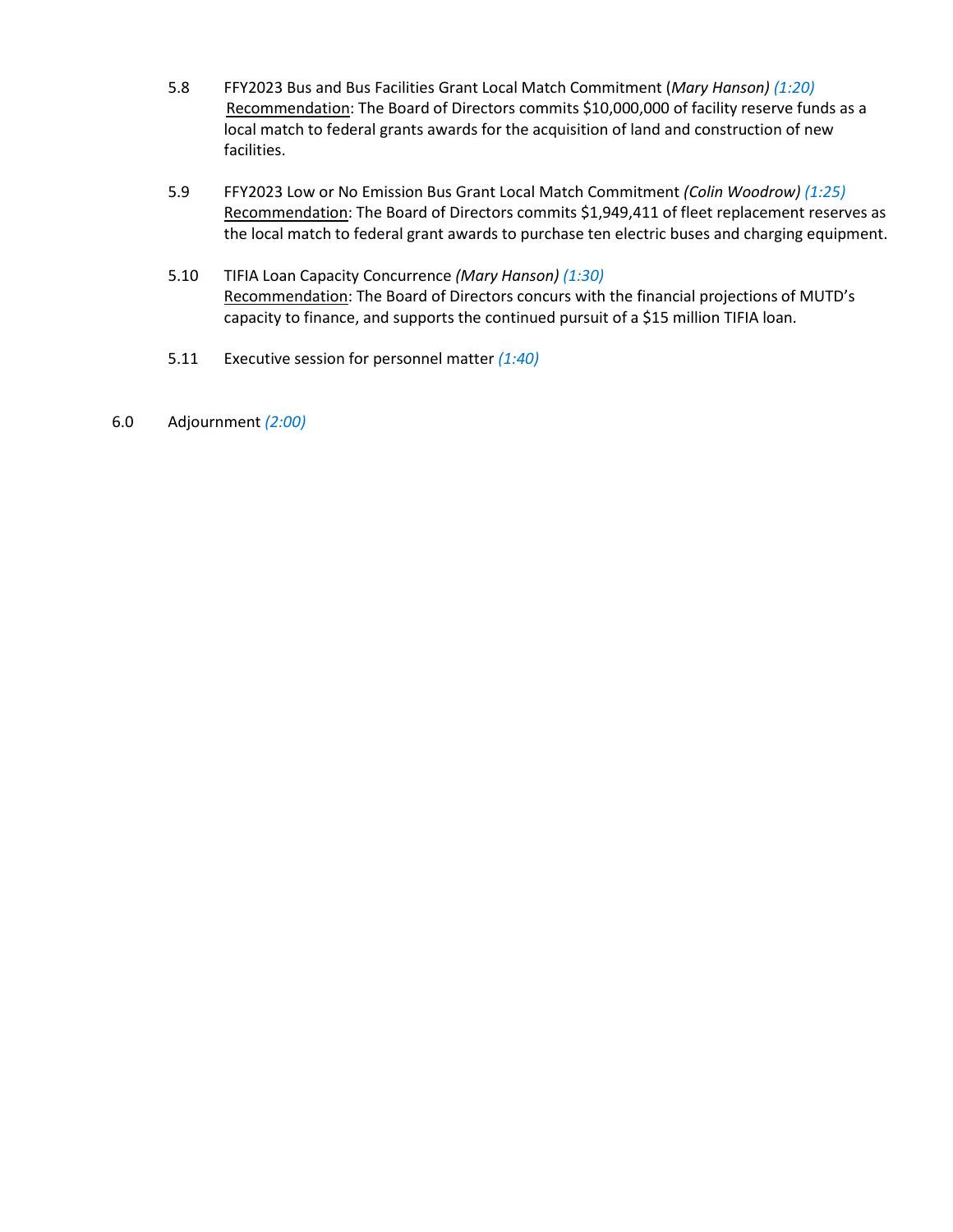5.8 FFY2023 Bus and Bus Facilities Grant Local Match Commitment (*Mary Hanson) (1:20)*
<u>Recommendation</u>: The Board of Directors commits $10,000,000 of facility reserve funds as a local match to federal grants awards for the acquisition of land and construction of new facilities.

5.9 FFY2023 Low or No Emission Bus Grant Local Match Commitment *(Colin Woodrow) (1:25)*
<u>Recommendation</u>: The Board of Directors commits $1,949,411 of fleet replacement reserves as the local match to federal grant awards to purchase ten electric buses and charging equipment.

5.10 TIFIA Loan Capacity Concurrence *(Mary Hanson) (1:30)*
<u>Recommendation</u>: The Board of Directors concurs with the financial projections of MUTD's capacity to finance, and supports the continued pursuit of a $15 million TIFIA loan.

5.11 Executive session for personnel matter *(1:40)*

6.0 Adjournment *(2:00)*